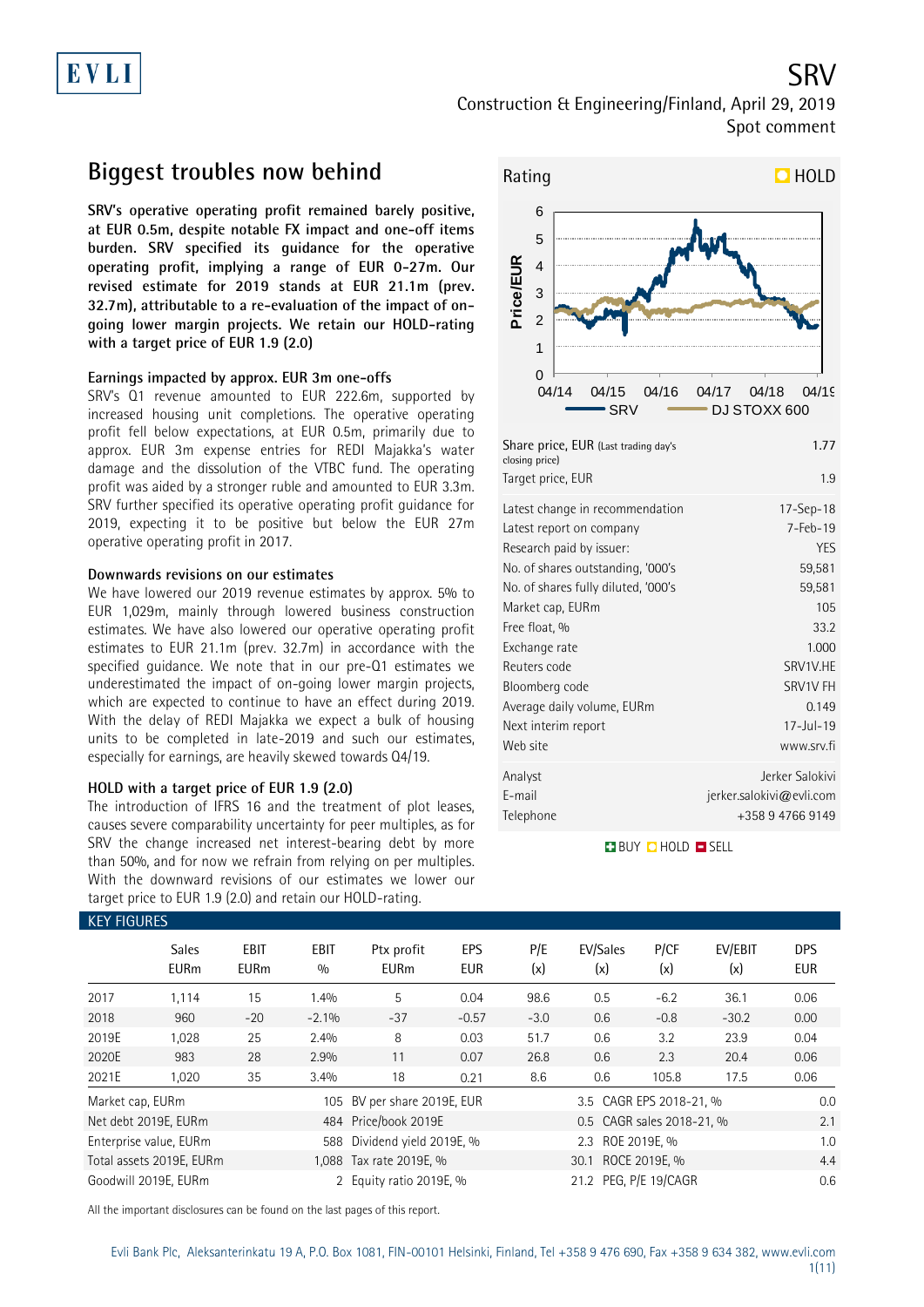EVLI

# SRV

Construction & Engineering/Finland, April 29, 2019

Spot comment

## Biggest troubles now behind

**SRV's operative operating profit remained barely positive, at EUR 0.5m, despite notable FX impact and one-off items burden. SRV specified its guidance for the operative operating profit, implying a range of EUR 0-27m. Our revised estimate for 2019 stands at EUR 21.1m (prev. 32.7m), attributable to a re-evaluation of the impact of on-going lower margin projects. We retain our HOLD-rating with a target price of EUR 1.9 (2.0)**

### Earnings impacted by approx. EUR 3m one-offs

SRV's Q1 revenue amounted to EUR 222.6m, supported by increased housing unit completions. The operative operating profit fell below expectations, at EUR 0.5m, primarily due to approx. EUR 3m expense entries for REDI Majakka's water damage and the dissolution of the VTBC fund. The operating profit was aided by a stronger ruble and amounted to EUR 3.3m. SRV further specified its operative operating profit guidance for 2019, expecting it to be positive but below the EUR 27m operative operating profit in 2017.

### Downwards revisions on our estimates

We have lowered our 2019 revenue estimates by approx. 5% to EUR 1,029m, mainly through lowered business construction estimates. We have also lowered our operative operating profit estimates to EUR 21.1m (prev. 32.7m) in accordance with the specified guidance. We note that in our pre-Q1 estimates we underestimated the impact of on-going lower margin projects, which are expected to continue to have an effect during 2019. With the delay of REDI Majakka we expect a bulk of housing units to be completed in late-2019 and such our estimates, especially for earnings, are heavily skewed towards Q4/19.

### HOLD with a target price of EUR 1.9 (2.0)

The introduction of IFRS 16 and the treatment of plot leases, causes severe comparability uncertainty for peer multiples, as for SRV the change increased net interest-bearing debt by more than 50%, and for now we refrain from relying on per multiples. With the downward revisions of our estimates we lower our target price to EUR 1.9 (2.0) and retain our HOLD-rating.

Rating: HOLD

| | |
|---|---|
| Share price, EUR (Last trading day's closing price) | 1.77 |
| Target price, EUR | 1.9 |
| Latest change in recommendation | 17-Sep-18 |
| Latest report on company | 7-Feb-19 |
| Research paid by issuer: | YES |
| No. of shares outstanding, '000's | 59,581 |
| No. of shares fully diluted, '000's | 59,581 |
| Market cap, EURm | 105 |
| Free float, % | 33.2 |
| Exchange rate | 1.000 |
| Reuters code | SRV1V.HE |
| Bloomberg code | SRV1V FH |
| Average daily volume, EURm | 0.149 |
| Next interim report | 17-Jul-19 |
| Web site | www.srv.fi |
| Analyst | Jerker Salokivi |
| E-mail | jerker.salokivi@evli.com |
| Telephone | +358 9 4766 9149 |

BUY HOLD SELL

### KEY FIGURES

| | Sales EURm | EBIT EURm | EBIT % | Ptx profit EURm | EPS EUR | P/E (x) | EV/Sales (x) | P/CF (x) | EV/EBIT (x) | DPS EUR |
|---|---|---|---|---|---|---|---|---|---|---|
| 2017 | 1,114 | 15 | 1.4% | 5 | 0.04 | 98.6 | 0.5 | -6.2 | 36.1 | 0.06 |
| 2018 | 960 | -20 | -2.1% | -37 | -0.57 | -3.0 | 0.6 | -0.8 | -30.2 | 0.00 |
| 2019E | 1,028 | 25 | 2.4% | 8 | 0.03 | 51.7 | 0.6 | 3.2 | 23.9 | 0.04 |
| 2020E | 983 | 28 | 2.9% | 11 | 0.07 | 26.8 | 0.6 | 2.3 | 20.4 | 0.06 |
| 2021E | 1,020 | 35 | 3.4% | 18 | 0.21 | 8.6 | 0.6 | 105.8 | 17.5 | 0.06 |

| | | | | | |
|---|---|---|---|---|---|
| Market cap, EURm | 105 | BV per share 2019E, EUR | 3.5 | CAGR EPS 2018-21, % | 0.0 |
| Net debt 2019E, EURm | 484 | Price/book 2019E | 0.5 | CAGR sales 2018-21, % | 2.1 |
| Enterprise value, EURm | 588 | Dividend yield 2019E, % | 2.3 | ROE 2019E, % | 1.0 |
| Total assets 2019E, EURm | 1,088 | Tax rate 2019E, % | 30.1 | ROCE 2019E, % | 4.4 |
| Goodwill 2019E, EURm | 2 | Equity ratio 2019E, % | 21.2 | PEG, P/E 19/CAGR | 0.6 |

All the important disclosures can be found on the last pages of this report.

Evli Bank Plc, Aleksanterinkatu 19 A, P.O. Box 1081, FIN-00101 Helsinki, Finland, Tel +358 9 476 690, Fax +358 9 634 382, www.evli.com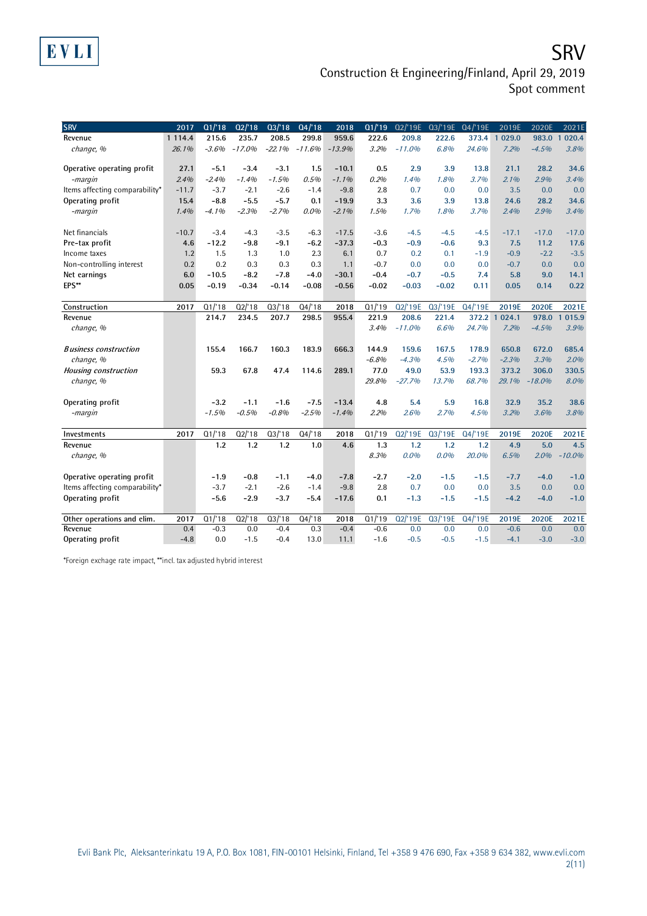| SRV | 2017 | Q1/'18 | Q2/'18 | Q3/'18 | Q4/'18 | 2018 | Q1/'19 | Q2/'19E | Q3/'19E | Q4/'19E | 2019E | 2020E | 2021E |
|---|---|---|---|---|---|---|---|---|---|---|---|---|---|
| Revenue | 1 114.4 | 215.6 | 235.7 | 208.5 | 299.8 | 959.6 | 222.6 | 209.8 | 222.6 | 373.4 | 1 029.0 | 983.0 | 1 020.4 |
| *change, %* | *26.1%* | *-3.6%* | *-17.0%* | *-22.1%* | *-11.6%* | *-13.9%* | *3.2%* | *-11.0%* | *6.8%* | *24.6%* | *7.2%* | *-4.5%* | *3.8%* |
| | | | | | | | | | | | | | |
| Operative operating profit | 27.1 | -5.1 | -3.4 | -3.1 | 1.5 | -10.1 | 0.5 | 2.9 | 3.9 | 13.8 | 21.1 | 28.2 | 34.6 |
| *-margin* | *2.4%* | *-2.4%* | *-1.4%* | *-1.5%* | *0.5%* | *-1.1%* | *0.2%* | *1.4%* | *1.8%* | *3.7%* | *2.1%* | *2.9%* | *3.4%* |
| Items affecting comparability* | -11.7 | -3.7 | -2.1 | -2.6 | -1.4 | -9.8 | 2.8 | 0.7 | 0.0 | 0.0 | 3.5 | 0.0 | 0.0 |
| Operating profit | 15.4 | -8.8 | -5.5 | -5.7 | 0.1 | -19.9 | 3.3 | 3.6 | 3.9 | 13.8 | 24.6 | 28.2 | 34.6 |
| *-margin* | *1.4%* | *-4.1%* | *-2.3%* | *-2.7%* | *0.0%* | *-2.1%* | *1.5%* | *1.7%* | *1.8%* | *3.7%* | *2.4%* | *2.9%* | *3.4%* |
| | | | | | | | | | | | | | |
| Net financials | -10.7 | -3.4 | -4.3 | -3.5 | -6.3 | -17.5 | -3.6 | -4.5 | -4.5 | -4.5 | -17.1 | -17.0 | -17.0 |
| Pre-tax profit | 4.6 | -12.2 | -9.8 | -9.1 | -6.2 | -37.3 | -0.3 | -0.9 | -0.6 | 9.3 | 7.5 | 11.2 | 17.6 |
| Income taxes | 1.2 | 1.5 | 1.3 | 1.0 | 2.3 | 6.1 | 0.7 | 0.2 | 0.1 | -1.9 | -0.9 | -2.2 | -3.5 |
| Non-controlling interest | 0.2 | 0.2 | 0.3 | 0.3 | 0.3 | 1.1 | -0.7 | 0.0 | 0.0 | 0.0 | -0.7 | 0.0 | 0.0 |
| Net earnings | 6.0 | -10.5 | -8.2 | -7.8 | -4.0 | -30.1 | -0.4 | -0.7 | -0.5 | 7.4 | 5.8 | 9.0 | 14.1 |
| EPS** | 0.05 | -0.19 | -0.34 | -0.14 | -0.08 | -0.56 | -0.02 | -0.03 | -0.02 | 0.11 | 0.05 | 0.14 | 0.22 |

| Construction | 2017 | Q1/'18 | Q2/'18 | Q3/'18 | Q4/'18 | 2018 | Q1/'19 | Q2/'19E | Q3/'19E | Q4/'19E | 2019E | 2020E | 2021E |
|---|---|---|---|---|---|---|---|---|---|---|---|---|---|
| Revenue | | 214.7 | 234.5 | 207.7 | 298.5 | 955.4 | 221.9 | 208.6 | 221.4 | 372.2 | 1 024.1 | 978.0 | 1 015.9 |
| *change, %* | | | | | | | *3.4%* | *-11.0%* | *6.6%* | *24.7%* | *7.2%* | *-4.5%* | *3.9%* |
| | | | | | | | | | | | | | |
| ***Business construction*** | | 155.4 | 166.7 | 160.3 | 183.9 | 666.3 | 144.9 | 159.6 | 167.5 | 178.9 | 650.8 | 672.0 | 685.4 |
| *change, %* | | | | | | | *-6.8%* | *-4.3%* | *4.5%* | *-2.7%* | *-2.3%* | *3.3%* | *2.0%* |
| ***Housing construction*** | | 59.3 | 67.8 | 47.4 | 114.6 | 289.1 | 77.0 | 49.0 | 53.9 | 193.3 | 373.2 | 306.0 | 330.5 |
| *change, %* | | | | | | | *29.8%* | *-27.7%* | *13.7%* | *68.7%* | *29.1%* | *-18.0%* | *8.0%* |
| | | | | | | | | | | | | | |
| Operating profit | | -3.2 | -1.1 | -1.6 | -7.5 | -13.4 | 4.8 | 5.4 | 5.9 | 16.8 | 32.9 | 35.2 | 38.6 |
| *-margin* | | *-1.5%* | *-0.5%* | *-0.8%* | *-2.5%* | *-1.4%* | *2.2%* | *2.6%* | *2.7%* | *4.5%* | *3.2%* | *3.6%* | *3.8%* |

| Investments | 2017 | Q1/'18 | Q2/'18 | Q3/'18 | Q4/'18 | 2018 | Q1/'19 | Q2/'19E | Q3/'19E | Q4/'19E | 2019E | 2020E | 2021E |
|---|---|---|---|---|---|---|---|---|---|---|---|---|---|
| Revenue | | 1.2 | 1.2 | 1.2 | 1.0 | 4.6 | 1.3 | 1.2 | 1.2 | 1.2 | 4.9 | 5.0 | 4.5 |
| *change, %* | | | | | | | *8.3%* | *0.0%* | *0.0%* | *20.0%* | *6.5%* | *2.0%* | *-10.0%* |
| | | | | | | | | | | | | | |
| Operative operating profit | | -1.9 | -0.8 | -1.1 | -4.0 | -7.8 | -2.7 | -2.0 | -1.5 | -1.5 | -7.7 | -4.0 | -1.0 |
| Items affecting comparability* | | -3.7 | -2.1 | -2.6 | -1.4 | -9.8 | 2.8 | 0.7 | 0.0 | 0.0 | 3.5 | 0.0 | 0.0 |
| Operating profit | | -5.6 | -2.9 | -3.7 | -5.4 | -17.6 | 0.1 | -1.3 | -1.5 | -1.5 | -4.2 | -4.0 | -1.0 |

| Other operations and elim. | 2017 | Q1/'18 | Q2/'18 | Q3/'18 | Q4/'18 | 2018 | Q1/'19 | Q2/'19E | Q3/'19E | Q4/'19E | 2019E | 2020E | 2021E |
|---|---|---|---|---|---|---|---|---|---|---|---|---|---|
| Revenue | 0.4 | -0.3 | 0.0 | -0.4 | 0.3 | -0.4 | -0.6 | 0.0 | 0.0 | 0.0 | -0.6 | 0.0 | 0.0 |
| Operating profit | -4.8 | 0.0 | -1.5 | -0.4 | 13.0 | 11.1 | -1.6 | -0.5 | -0.5 | -1.5 | -4.1 | -3.0 | -3.0 |

*Foreign exchange rate impact, **incl. tax adjusted hybrid interest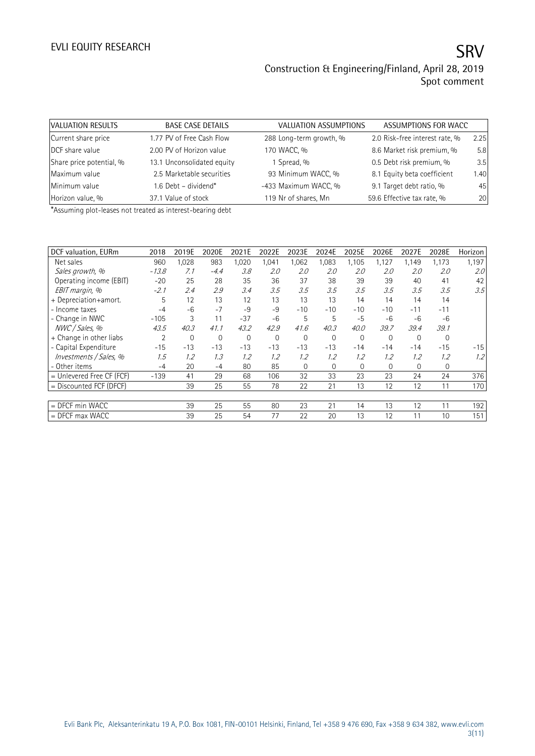| VALUATION RESULTS | BASE CASE DETAILS | VALUATION ASSUMPTIONS | ASSUMPTIONS FOR WACC | |
|---|---|---|---|---|
| Current share price | 1.77 PV of Free Cash Flow | 288 Long-term growth, % | 2.0 Risk-free interest rate, % | 2.25 |
| DCF share value | 2.00 PV of Horizon value | 170 WACC, % | 8.6 Market risk premium, % | 5.8 |
| Share price potential, % | 13.1 Unconsolidated equity | 1 Spread, % | 0.5 Debt risk premium, % | 3.5 |
| Maximum value | 2.5 Marketable securities | 93 Minimum WACC, % | 8.1 Equity beta coefficient | 1.40 |
| Minimum value | 1.6 Debt – dividend* | -433 Maximum WACC, % | 9.1 Target debt ratio, % | 45 |
| Horizon value, % | 37.1 Value of stock | 119 Nr of shares, Mn | 59.6 Effective tax rate, % | 20 |

*Assuming plot-leases not treated as interest-bearing debt

| DCF valuation, EURm | 2018 | 2019E | 2020E | 2021E | 2022E | 2023E | 2024E | 2025E | 2026E | 2027E | 2028E | Horizon |
|---|---|---|---|---|---|---|---|---|---|---|---|---|
| Net sales | 960 | 1,028 | 983 | 1,020 | 1,041 | 1,062 | 1,083 | 1,105 | 1,127 | 1,149 | 1,173 | 1,197 |
| *Sales growth, %* | *-13.8* | *7.1* | *-4.4* | *3.8* | *2.0* | *2.0* | *2.0* | *2.0* | *2.0* | *2.0* | *2.0* | *2.0* |
| Operating income (EBIT) | -20 | 25 | 28 | 35 | 36 | 37 | 38 | 39 | 39 | 40 | 41 | 42 |
| *EBIT margin, %* | *-2.1* | *2.4* | *2.9* | *3.4* | *3.5* | *3.5* | *3.5* | *3.5* | *3.5* | *3.5* | *3.5* | *3.5* |
| + Depreciation+amort. | 5 | 12 | 13 | 12 | 13 | 13 | 13 | 14 | 14 | 14 | 14 | |
| - Income taxes | -4 | -6 | -7 | -9 | -9 | -10 | -10 | -10 | -10 | -11 | -11 | |
| - Change in NWC | -105 | 3 | 11 | -37 | -6 | 5 | 5 | -5 | -6 | -6 | -6 | |
| *NWC / Sales, %* | *43.5* | *40.3* | *41.1* | *43.2* | *42.9* | *41.6* | *40.3* | *40.0* | *39.7* | *39.4* | *39.1* | |
| + Change in other liabs | 2 | 0 | 0 | 0 | 0 | 0 | 0 | 0 | 0 | 0 | 0 | |
| - Capital Expenditure | -15 | -13 | -13 | -13 | -13 | -13 | -13 | -14 | -14 | -14 | -15 | -15 |
| *Investments / Sales, %* | *1.5* | *1.2* | *1.3* | *1.2* | *1.2* | *1.2* | *1.2* | *1.2* | *1.2* | *1.2* | *1.2* | *1.2* |
| - Other items | -4 | 20 | -4 | 80 | 85 | 0 | 0 | 0 | 0 | 0 | 0 | |
| = Unlevered Free CF (FCF) | -139 | 41 | 29 | 68 | 106 | 32 | 33 | 23 | 23 | 24 | 24 | 376 |
| = Discounted FCF (DFCF) | | 39 | 25 | 55 | 78 | 22 | 21 | 13 | 12 | 12 | 11 | 170 |
| | | | | | | | | | | | | |
| = DFCF min WACC | | 39 | 25 | 55 | 80 | 23 | 21 | 14 | 13 | 12 | 11 | 192 |
| = DFCF max WACC | | 39 | 25 | 54 | 77 | 22 | 20 | 13 | 12 | 11 | 10 | 151 |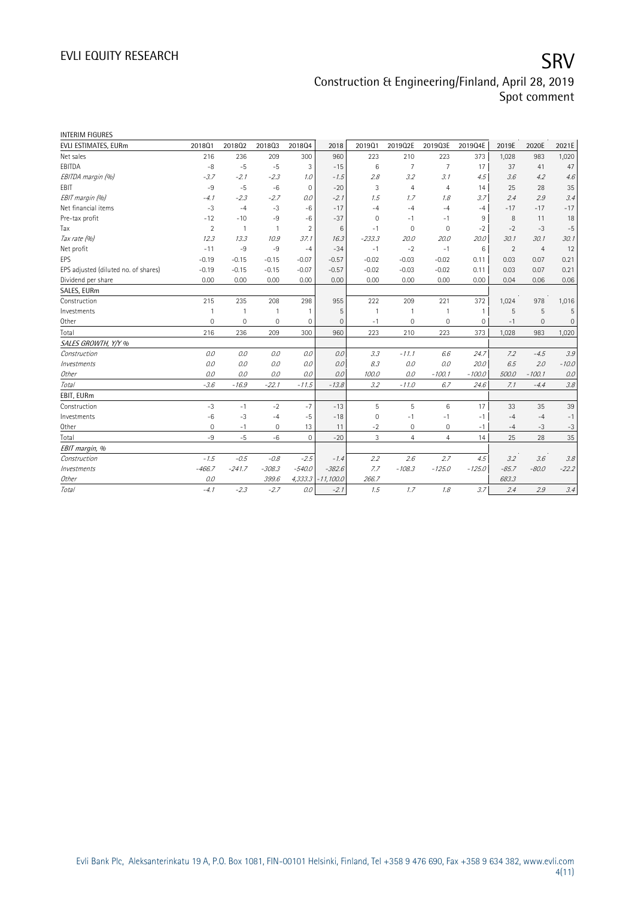# EVLI EQUITY RESEARCH

# SRV

## Construction & Engineering/Finland, April 28, 2019
## Spot comment

INTERIM FIGURES

| EVLI ESTIMATES, EURm | 2018Q1 | 2018Q2 | 2018Q3 | 2018Q4 | 2018 | 2019Q1 | 2019Q2E | 2019Q3E | 2019Q4E | 2019E | 2020E | 2021E |
|---|---|---|---|---|---|---|---|---|---|---|---|---|
| Net sales | 216 | 236 | 209 | 300 | 960 | 223 | 210 | 223 | 373 | 1,028 | 983 | 1,020 |
| EBITDA | -8 | -5 | -5 | 3 | -15 | 6 | 7 | 7 | 17 | 37 | 41 | 47 |
| *EBITDA margin (%)* | *-3.7* | *-2.1* | *-2.3* | *1.0* | *-1.5* | *2.8* | *3.2* | *3.1* | *4.5* | *3.6* | *4.2* | *4.6* |
| EBIT | -9 | -5 | -6 | 0 | -20 | 3 | 4 | 4 | 14 | 25 | 28 | 35 |
| *EBIT margin (%)* | *-4.1* | *-2.3* | *-2.7* | *0.0* | *-2.1* | *1.5* | *1.7* | *1.8* | *3.7* | *2.4* | *2.9* | *3.4* |
| Net financial items | -3 | -4 | -3 | -6 | -17 | -4 | -4 | -4 | -4 | -17 | -17 | -17 |
| Pre-tax profit | -12 | -10 | -9 | -6 | -37 | 0 | -1 | -1 | 9 | 8 | 11 | 18 |
| Tax | 2 | 1 | 1 | 2 | 6 | -1 | 0 | 0 | -2 | -2 | -3 | -5 |
| *Tax rate (%)* | *12.3* | *13.3* | *10.9* | *37.1* | *16.3* | *-233.3* | *20.0* | *20.0* | *20.0* | *30.1* | *30.1* | *30.1* |
| Net profit | -11 | -9 | -9 | -4 | -34 | -1 | -2 | -1 | 6 | 2 | 4 | 12 |
| EPS | -0.19 | -0.15 | -0.15 | -0.07 | -0.57 | -0.02 | -0.03 | -0.02 | 0.11 | 0.03 | 0.07 | 0.21 |
| EPS adjusted (diluted no. of shares) | -0.19 | -0.15 | -0.15 | -0.07 | -0.57 | -0.02 | -0.03 | -0.02 | 0.11 | 0.03 | 0.07 | 0.21 |
| Dividend per share | 0.00 | 0.00 | 0.00 | 0.00 | 0.00 | 0.00 | 0.00 | 0.00 | 0.00 | 0.04 | 0.06 | 0.06 |
| **SALES, EURm** | | | | | | | | | | | | |
| Construction | 215 | 235 | 208 | 298 | 955 | 222 | 209 | 221 | 372 | 1,024 | 978 | 1,016 |
| Investments | 1 | 1 | 1 | 1 | 5 | 1 | 1 | 1 | 1 | 5 | 5 | 5 |
| Other | 0 | 0 | 0 | 0 | 0 | -1 | 0 | 0 | 0 | -1 | 0 | 0 |
| Total | 216 | 236 | 209 | 300 | 960 | 223 | 210 | 223 | 373 | 1,028 | 983 | 1,020 |
| *SALES GROWTH, Y/Y %* | | | | | | | | | | | | |
| *Construction* | *0.0* | *0.0* | *0.0* | *0.0* | *0.0* | *3.3* | *-11.1* | *6.6* | *24.7* | *7.2* | *-4.5* | *3.9* |
| *Investments* | *0.0* | *0.0* | *0.0* | *0.0* | *0.0* | *8.3* | *0.0* | *0.0* | *20.0* | *6.5* | *2.0* | *-10.0* |
| *Other* | *0.0* | *0.0* | *0.0* | *0.0* | *0.0* | *100.0* | *0.0* | *-100.1* | *-100.0* | *500.0* | *-100.1* | *0.0* |
| *Total* | *-3.6* | *-16.9* | *-22.1* | *-11.5* | *-13.8* | *3.2* | *-11.0* | *6.7* | *24.6* | *7.1* | *-4.4* | *3.8* |
| **EBIT, EURm** | | | | | | | | | | | | |
| Construction | -3 | -1 | -2 | -7 | -13 | 5 | 5 | 6 | 17 | 33 | 35 | 39 |
| Investments | -6 | -3 | -4 | -5 | -18 | 0 | -1 | -1 | -1 | -4 | -4 | -1 |
| Other | 0 | -1 | 0 | 13 | 11 | -2 | 0 | 0 | -1 | -4 | -3 | -3 |
| Total | -9 | -5 | -6 | 0 | -20 | 3 | 4 | 4 | 14 | 25 | 28 | 35 |
| *EBIT margin, %* | | | | | | | | | | | | |
| *Construction* | *-1.5* | *-0.5* | *-0.8* | *-2.5* | *-1.4* | *2.2* | *2.6* | *2.7* | *4.5* | *3.2* | *3.6* | *3.8* |
| *Investments* | *-466.7* | *-241.7* | *-308.3* | *-540.0* | *-382.6* | *7.7* | *-108.3* | *-125.0* | *-125.0* | *-85.7* | *-80.0* | *-22.2* |
| *Other* | *0.0* | | *399.6* | *4,333.3* | *-11,100.0* | *266.7* | | | | *683.3* | | |
| *Total* | *-4.1* | *-2.3* | *-2.7* | *0.0* | *-2.1* | *1.5* | *1.7* | *1.8* | *3.7* | *2.4* | *2.9* | *3.4* |

Evli Bank Plc, Aleksanterinkatu 19 A, P.O. Box 1081, FIN-00101 Helsinki, Finland, Tel +358 9 476 690, Fax +358 9 634 382, www.evli.com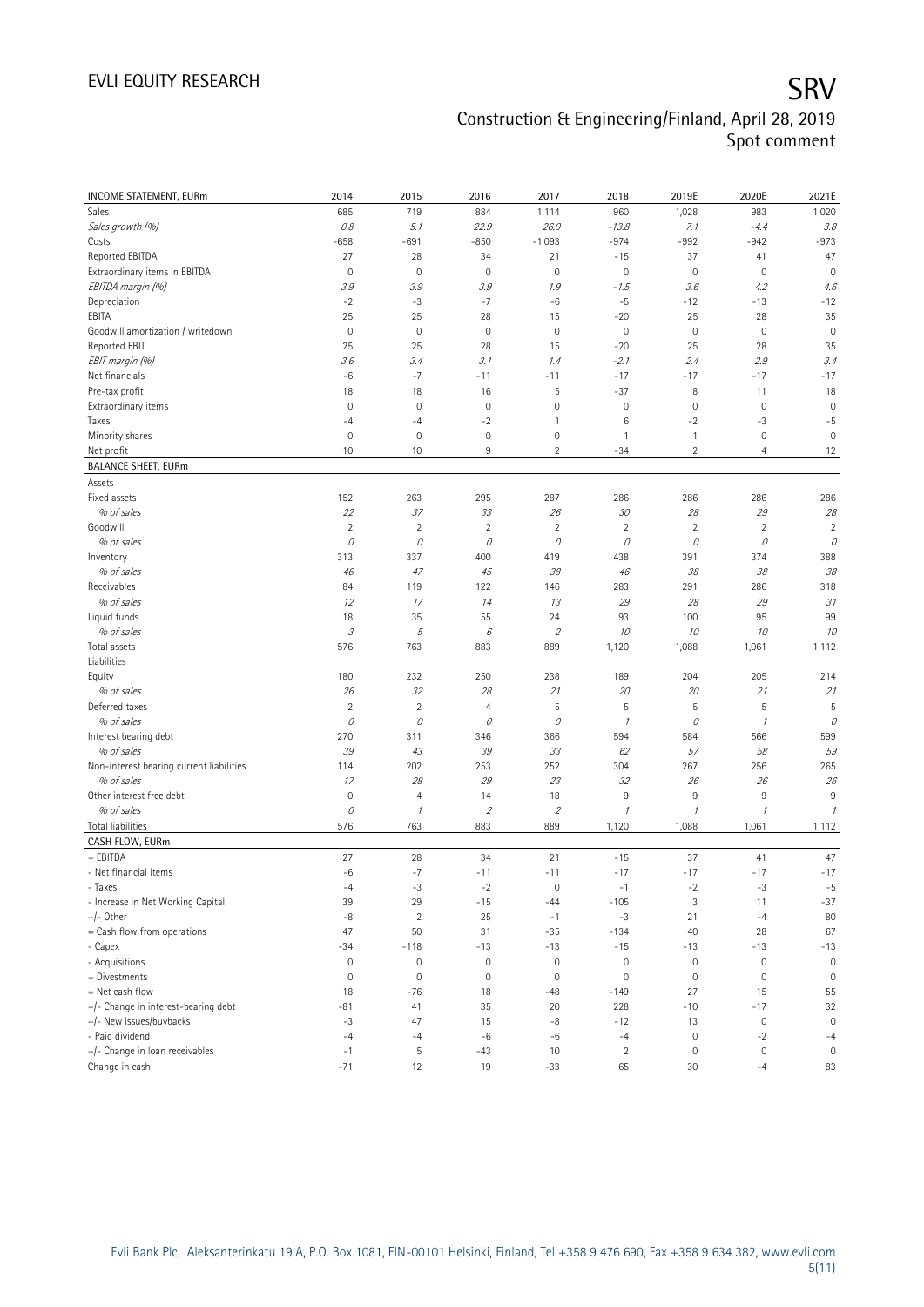| INCOME STATEMENT, EURm | 2014 | 2015 | 2016 | 2017 | 2018 | 2019E | 2020E | 2021E |
|---|---|---|---|---|---|---|---|---|
| Sales | 685 | 719 | 884 | 1,114 | 960 | 1,028 | 983 | 1,020 |
| *Sales growth (%)* | *0.8* | *5.1* | *22.9* | *26.0* | *-13.8* | *7.1* | *-4.4* | *3.8* |
| Costs | -658 | -691 | -850 | -1,093 | -974 | -992 | -942 | -973 |
| Reported EBITDA | 27 | 28 | 34 | 21 | -15 | 37 | 41 | 47 |
| Extraordinary items in EBITDA | 0 | 0 | 0 | 0 | 0 | 0 | 0 | 0 |
| *EBITDA margin (%)* | *3.9* | *3.9* | *3.9* | *1.9* | *-1.5* | *3.6* | *4.2* | *4.6* |
| Depreciation | -2 | -3 | -7 | -6 | -5 | -12 | -13 | -12 |
| EBITA | 25 | 25 | 28 | 15 | -20 | 25 | 28 | 35 |
| Goodwill amortization / writedown | 0 | 0 | 0 | 0 | 0 | 0 | 0 | 0 |
| Reported EBIT | 25 | 25 | 28 | 15 | -20 | 25 | 28 | 35 |
| *EBIT margin (%)* | *3.6* | *3.4* | *3.1* | *1.4* | *-2.1* | *2.4* | *2.9* | *3.4* |
| Net financials | -6 | -7 | -11 | -11 | -17 | -17 | -17 | -17 |
| Pre-tax profit | 18 | 18 | 16 | 5 | -37 | 8 | 11 | 18 |
| Extraordinary items | 0 | 0 | 0 | 0 | 0 | 0 | 0 | 0 |
| Taxes | -4 | -4 | -2 | 1 | 6 | -2 | -3 | -5 |
| Minority shares | 0 | 0 | 0 | 0 | 1 | 1 | 0 | 0 |
| Net profit | 10 | 10 | 9 | 2 | -34 | 2 | 4 | 12 |
| **BALANCE SHEET, EURm** | | | | | | | | |
| Assets | | | | | | | | |
| Fixed assets | 152 | 263 | 295 | 287 | 286 | 286 | 286 | 286 |
| *% of sales* | *22* | *37* | *33* | *26* | *30* | *28* | *29* | *28* |
| Goodwill | 2 | 2 | 2 | 2 | 2 | 2 | 2 | 2 |
| *% of sales* | *0* | *0* | *0* | *0* | *0* | *0* | *0* | *0* |
| Inventory | 313 | 337 | 400 | 419 | 438 | 391 | 374 | 388 |
| *% of sales* | *46* | *47* | *45* | *38* | *46* | *38* | *38* | *38* |
| Receivables | 84 | 119 | 122 | 146 | 283 | 291 | 286 | 318 |
| *% of sales* | *12* | *17* | *14* | *13* | *29* | *28* | *29* | *31* |
| Liquid funds | 18 | 35 | 55 | 24 | 93 | 100 | 95 | 99 |
| *% of sales* | *3* | *5* | *6* | *2* | *10* | *10* | *10* | *10* |
| Total assets | 576 | 763 | 883 | 889 | 1,120 | 1,088 | 1,061 | 1,112 |
| Liabilities | | | | | | | | |
| Equity | 180 | 232 | 250 | 238 | 189 | 204 | 205 | 214 |
| *% of sales* | *26* | *32* | *28* | *21* | *20* | *20* | *21* | *21* |
| Deferred taxes | 2 | 2 | 4 | 5 | 5 | 5 | 5 | 5 |
| *% of sales* | *0* | *0* | *0* | *0* | *1* | *0* | *1* | *0* |
| Interest bearing debt | 270 | 311 | 346 | 366 | 594 | 584 | 566 | 599 |
| *% of sales* | *39* | *43* | *39* | *33* | *62* | *57* | *58* | *59* |
| Non-interest bearing current liabilities | 114 | 202 | 253 | 252 | 304 | 267 | 256 | 265 |
| *% of sales* | *17* | *28* | *29* | *23* | *32* | *26* | *26* | *26* |
| Other interest free debt | 0 | 4 | 14 | 18 | 9 | 9 | 9 | 9 |
| *% of sales* | *0* | *1* | *2* | *2* | *1* | *1* | *1* | *1* |
| Total liabilities | 576 | 763 | 883 | 889 | 1,120 | 1,088 | 1,061 | 1,112 |
| **CASH FLOW, EURm** | | | | | | | | |
| + EBITDA | 27 | 28 | 34 | 21 | -15 | 37 | 41 | 47 |
| - Net financial items | -6 | -7 | -11 | -11 | -17 | -17 | -17 | -17 |
| - Taxes | -4 | -3 | -2 | 0 | -1 | -2 | -3 | -5 |
| - Increase in Net Working Capital | 39 | 29 | -15 | -44 | -105 | 3 | 11 | -37 |
| +/- Other | -8 | 2 | 25 | -1 | -3 | 21 | -4 | 80 |
| = Cash flow from operations | 47 | 50 | 31 | -35 | -134 | 40 | 28 | 67 |
| - Capex | -34 | -118 | -13 | -13 | -15 | -13 | -13 | -13 |
| - Acquisitions | 0 | 0 | 0 | 0 | 0 | 0 | 0 | 0 |
| + Divestments | 0 | 0 | 0 | 0 | 0 | 0 | 0 | 0 |
| = Net cash flow | 18 | -76 | 18 | -48 | -149 | 27 | 15 | 55 |
| +/- Change in interest-bearing debt | -81 | 41 | 35 | 20 | 228 | -10 | -17 | 32 |
| +/- New issues/buybacks | -3 | 47 | 15 | -8 | -12 | 13 | 0 | 0 |
| - Paid dividend | -4 | -4 | -6 | -6 | -4 | 0 | -2 | -4 |
| +/- Change in loan receivables | -1 | 5 | -43 | 10 | 2 | 0 | 0 | 0 |
| Change in cash | -71 | 12 | 19 | -33 | 65 | 30 | -4 | 83 |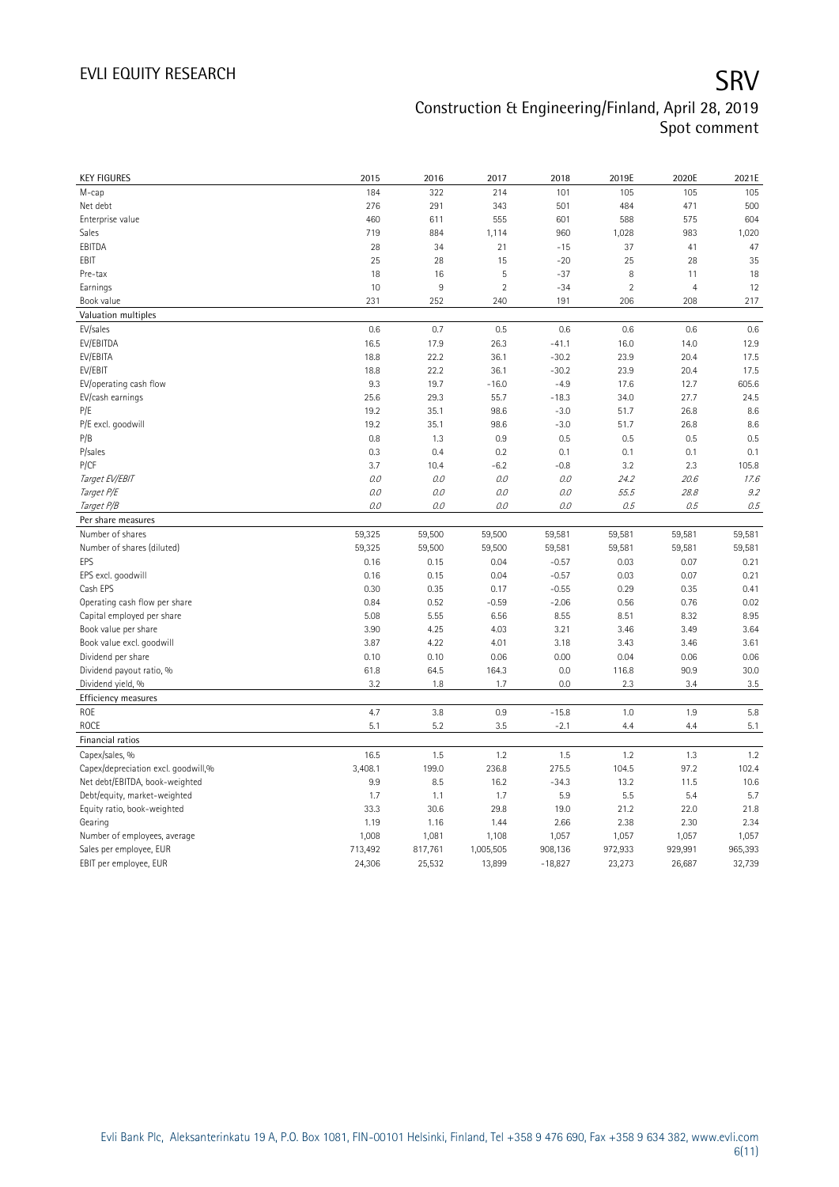| KEY FIGURES | 2015 | 2016 | 2017 | 2018 | 2019E | 2020E | 2021E |
|---|---|---|---|---|---|---|---|
| M-cap | 184 | 322 | 214 | 101 | 105 | 105 | 105 |
| Net debt | 276 | 291 | 343 | 501 | 484 | 471 | 500 |
| Enterprise value | 460 | 611 | 555 | 601 | 588 | 575 | 604 |
| Sales | 719 | 884 | 1,114 | 960 | 1,028 | 983 | 1,020 |
| EBITDA | 28 | 34 | 21 | -15 | 37 | 41 | 47 |
| EBIT | 25 | 28 | 15 | -20 | 25 | 28 | 35 |
| Pre-tax | 18 | 16 | 5 | -37 | 8 | 11 | 18 |
| Earnings | 10 | 9 | 2 | -34 | 2 | 4 | 12 |
| Book value | 231 | 252 | 240 | 191 | 206 | 208 | 217 |
| **Valuation multiples** | | | | | | | |
| EV/sales | 0.6 | 0.7 | 0.5 | 0.6 | 0.6 | 0.6 | 0.6 |
| EV/EBITDA | 16.5 | 17.9 | 26.3 | -41.1 | 16.0 | 14.0 | 12.9 |
| EV/EBITA | 18.8 | 22.2 | 36.1 | -30.2 | 23.9 | 20.4 | 17.5 |
| EV/EBIT | 18.8 | 22.2 | 36.1 | -30.2 | 23.9 | 20.4 | 17.5 |
| EV/operating cash flow | 9.3 | 19.7 | -16.0 | -4.9 | 17.6 | 12.7 | 605.6 |
| EV/cash earnings | 25.6 | 29.3 | 55.7 | -18.3 | 34.0 | 27.7 | 24.5 |
| P/E | 19.2 | 35.1 | 98.6 | -3.0 | 51.7 | 26.8 | 8.6 |
| P/E excl. goodwill | 19.2 | 35.1 | 98.6 | -3.0 | 51.7 | 26.8 | 8.6 |
| P/B | 0.8 | 1.3 | 0.9 | 0.5 | 0.5 | 0.5 | 0.5 |
| P/sales | 0.3 | 0.4 | 0.2 | 0.1 | 0.1 | 0.1 | 0.1 |
| P/CF | 3.7 | 10.4 | -6.2 | -0.8 | 3.2 | 2.3 | 105.8 |
| *Target EV/EBIT* | *0.0* | *0.0* | *0.0* | *0.0* | *24.2* | *20.6* | *17.6* |
| *Target P/E* | *0.0* | *0.0* | *0.0* | *0.0* | *55.5* | *28.8* | *9.2* |
| *Target P/B* | *0.0* | *0.0* | *0.0* | *0.0* | *0.5* | *0.5* | *0.5* |
| **Per share measures** | | | | | | | |
| Number of shares | 59,325 | 59,500 | 59,500 | 59,581 | 59,581 | 59,581 | 59,581 |
| Number of shares (diluted) | 59,325 | 59,500 | 59,500 | 59,581 | 59,581 | 59,581 | 59,581 |
| EPS | 0.16 | 0.15 | 0.04 | -0.57 | 0.03 | 0.07 | 0.21 |
| EPS excl. goodwill | 0.16 | 0.15 | 0.04 | -0.57 | 0.03 | 0.07 | 0.21 |
| Cash EPS | 0.30 | 0.35 | 0.17 | -0.55 | 0.29 | 0.35 | 0.41 |
| Operating cash flow per share | 0.84 | 0.52 | -0.59 | -2.06 | 0.56 | 0.76 | 0.02 |
| Capital employed per share | 5.08 | 5.55 | 6.56 | 8.55 | 8.51 | 8.32 | 8.95 |
| Book value per share | 3.90 | 4.25 | 4.03 | 3.21 | 3.46 | 3.49 | 3.64 |
| Book value excl. goodwill | 3.87 | 4.22 | 4.01 | 3.18 | 3.43 | 3.46 | 3.61 |
| Dividend per share | 0.10 | 0.10 | 0.06 | 0.00 | 0.04 | 0.06 | 0.06 |
| Dividend payout ratio, % | 61.8 | 64.5 | 164.3 | 0.0 | 116.8 | 90.9 | 30.0 |
| Dividend yield, % | 3.2 | 1.8 | 1.7 | 0.0 | 2.3 | 3.4 | 3.5 |
| **Efficiency measures** | | | | | | | |
| ROE | 4.7 | 3.8 | 0.9 | -15.8 | 1.0 | 1.9 | 5.8 |
| ROCE | 5.1 | 5.2 | 3.5 | -2.1 | 4.4 | 4.4 | 5.1 |
| **Financial ratios** | | | | | | | |
| Capex/sales, % | 16.5 | 1.5 | 1.2 | 1.5 | 1.2 | 1.3 | 1.2 |
| Capex/depreciation excl. goodwill,% | 3,408.1 | 199.0 | 236.8 | 275.5 | 104.5 | 97.2 | 102.4 |
| Net debt/EBITDA, book-weighted | 9.9 | 8.5 | 16.2 | -34.3 | 13.2 | 11.5 | 10.6 |
| Debt/equity, market-weighted | 1.7 | 1.1 | 1.7 | 5.9 | 5.5 | 5.4 | 5.7 |
| Equity ratio, book-weighted | 33.3 | 30.6 | 29.8 | 19.0 | 21.2 | 22.0 | 21.8 |
| Gearing | 1.19 | 1.16 | 1.44 | 2.66 | 2.38 | 2.30 | 2.34 |
| Number of employees, average | 1,008 | 1,081 | 1,108 | 1,057 | 1,057 | 1,057 | 1,057 |
| Sales per employee, EUR | 713,492 | 817,761 | 1,005,505 | 908,136 | 972,933 | 929,991 | 965,393 |
| EBIT per employee, EUR | 24,306 | 25,532 | 13,899 | -18,827 | 23,273 | 26,687 | 32,739 |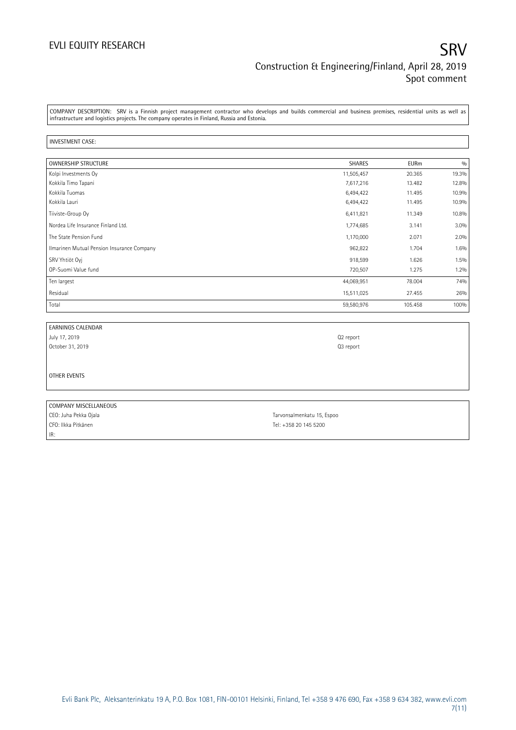COMPANY DESCRIPTION: SRV is a Finnish project management contractor who develops and builds commercial and business premises, residential units as well as infrastructure and logistics projects. The company operates in Finland, Russia and Estonia.

INVESTMENT CASE:

| OWNERSHIP STRUCTURE | SHARES | EURm | % |
|---|---|---|---|
| Kolpi Investments Oy | 11,505,457 | 20.365 | 19.3% |
| Kokkila Timo Tapani | 7,617,216 | 13.482 | 12.8% |
| Kokkila Tuomas | 6,494,422 | 11.495 | 10.9% |
| Kokkila Lauri | 6,494,422 | 11.495 | 10.9% |
| Tiiviste-Group Oy | 6,411,821 | 11.349 | 10.8% |
| Nordea Life Insurance Finland Ltd. | 1,774,685 | 3.141 | 3.0% |
| The State Pension Fund | 1,170,000 | 2.071 | 2.0% |
| Ilmarinen Mutual Pension Insurance Company | 962,822 | 1.704 | 1.6% |
| SRV Yhtiöt Oyj | 918,599 | 1.626 | 1.5% |
| OP-Suomi Value fund | 720,507 | 1.275 | 1.2% |
| Ten largest | 44,069,951 | 78.004 | 74% |
| Residual | 15,511,025 | 27.455 | 26% |
| Total | 59,580,976 | 105.458 | 100% |

| EARNINGS CALENDAR | |
|---|---|
| July 17, 2019 | Q2 report |
| October 31, 2019 | Q3 report |

OTHER EVENTS

| COMPANY MISCELLANEOUS | |
|---|---|
| CEO: Juha Pekka Ojala | Tarvonsalmenkatu 15, Espoo |
| CFO: Ilkka Pitkänen | Tel: +358 20 145 5200 |
| IR: | |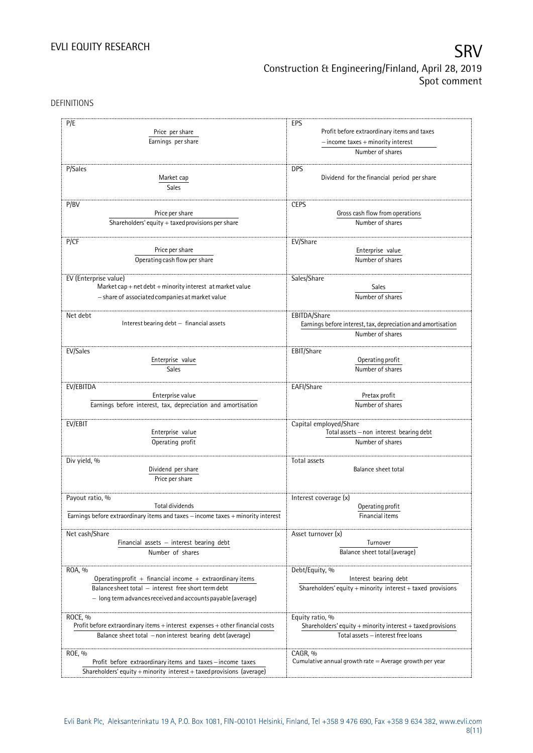DEFINITIONS

| | |
|---|---|
| **P/E**<br>$\frac{\text{Price per share}}{\text{Earnings per share}}$ | **EPS**<br>$\frac{\text{Profit before extraordinary items and taxes} - \text{income taxes} + \text{minority interest}}{\text{Number of shares}}$ |
| **P/Sales**<br>$\frac{\text{Market cap}}{\text{Sales}}$ | **DPS**<br>Dividend for the financial period per share |
| **P/BV**<br>$\frac{\text{Price per share}}{\text{Shareholders' equity} + \text{taxed provisions per share}}$ | **CEPS**<br>$\frac{\text{Gross cash flow from operations}}{\text{Number of shares}}$ |
| **P/CF**<br>$\frac{\text{Price per share}}{\text{Operating cash flow per share}}$ | **EV/Share**<br>$\frac{\text{Enterprise value}}{\text{Number of shares}}$ |
| **EV (Enterprise value)**<br>Market cap + net debt + minority interest at market value − share of associated companies at market value | **Sales/Share**<br>$\frac{\text{Sales}}{\text{Number of shares}}$ |
| **Net debt**<br>Interest bearing debt − financial assets | **EBITDA/Share**<br>$\frac{\text{Earnings before interest, tax, depreciation and amortisation}}{\text{Number of shares}}$ |
| **EV/Sales**<br>$\frac{\text{Enterprise value}}{\text{Sales}}$ | **EBIT/Share**<br>$\frac{\text{Operating profit}}{\text{Number of shares}}$ |
| **EV/EBITDA**<br>$\frac{\text{Enterprise value}}{\text{Earnings before interest, tax, depreciation and amortisation}}$ | **EAFI/Share**<br>$\frac{\text{Pretax profit}}{\text{Number of shares}}$ |
| **EV/EBIT**<br>$\frac{\text{Enterprise value}}{\text{Operating profit}}$ | **Capital employed/Share**<br>$\frac{\text{Total assets} - \text{non interest bearing debt}}{\text{Number of shares}}$ |
| **Div yield, %**<br>$\frac{\text{Dividend per share}}{\text{Price per share}}$ | **Total assets**<br>Balance sheet total |
| **Payout ratio, %**<br>$\frac{\text{Total dividends}}{\text{Earnings before extraordinary items and taxes} - \text{income taxes} + \text{minority interest}}$ | **Interest coverage (x)**<br>$\frac{\text{Operating profit}}{\text{Financial items}}$ |
| **Net cash/Share**<br>$\frac{\text{Financial assets} - \text{interest bearing debt}}{\text{Number of shares}}$ | **Asset turnover (x)**<br>$\frac{\text{Turnover}}{\text{Balance sheet total (average)}}$ |
| **ROA, %**<br>$\frac{\text{Operating profit} + \text{financial income} + \text{extraordinary items}}{\text{Balance sheet total} - \text{interest free short term debt} - \text{long term advances received and accounts payable (average)}}$ | **Debt/Equity, %**<br>$\frac{\text{Interest bearing debt}}{\text{Shareholders' equity} + \text{minority interest} + \text{taxed provisions}}$ |
| **ROCE, %**<br>$\frac{\text{Profit before extraordinary items} + \text{interest expenses} + \text{other financial costs}}{\text{Balance sheet total} - \text{non interest bearing debt (average)}}$ | **Equity ratio, %**<br>$\frac{\text{Shareholders' equity} + \text{minority interest} + \text{taxed provisions}}{\text{Total assets} - \text{interest free loans}}$ |
| **ROE, %**<br>$\frac{\text{Profit before extraordinary items and taxes} - \text{income taxes}}{\text{Shareholders' equity} + \text{minority interest} + \text{taxed provisions (average)}}$ | **CAGR, %**<br>Cumulative annual growth rate = Average growth per year |

Evli Bank Plc, Aleksanterinkatu 19 A, P.O. Box 1081, FIN-00101 Helsinki, Finland, Tel +358 9 476 690, Fax +358 9 634 382, www.evli.com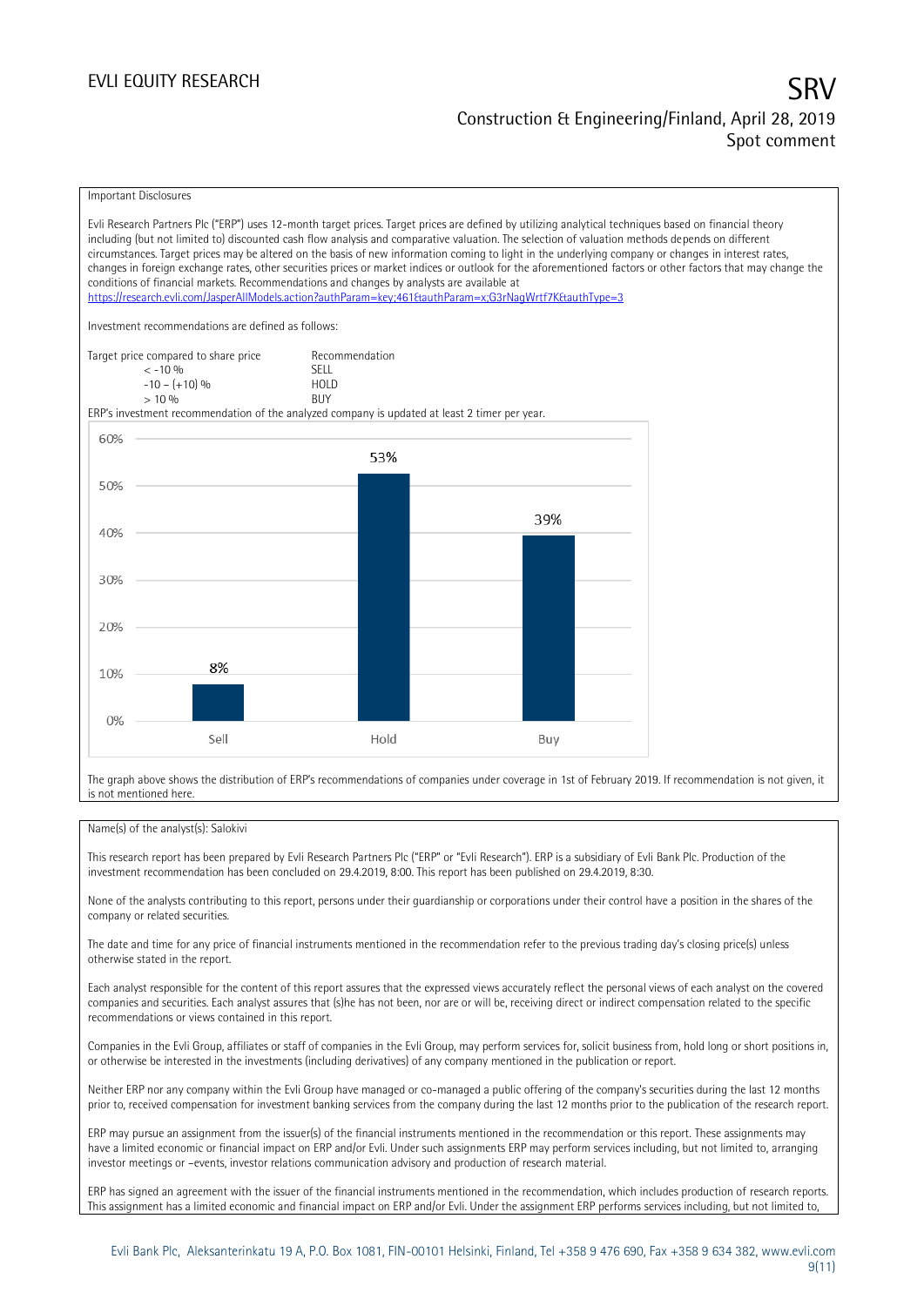Important Disclosures

Evli Research Partners Plc ("ERP") uses 12-month target prices. Target prices are defined by utilizing analytical techniques based on financial theory including (but not limited to) discounted cash flow analysis and comparative valuation. The selection of valuation methods depends on different circumstances. Target prices may be altered on the basis of new information coming to light in the underlying company or changes in interest rates, changes in foreign exchange rates, other securities prices or market indices or outlook for the aforementioned factors or other factors that may change the conditions of financial markets. Recommendations and changes by analysts are available at https://research.evli.com/JasperAllModels.action?authParam=key;461&authParam=x;G3rNagWrtf7K&authType=3

Investment recommendations are defined as follows:

| Target price compared to share price | Recommendation |
| --- | --- |
| < -10 % | SELL |
| -10 – (+10) % | HOLD |
| > 10 % | BUY |

ERP's investment recommendation of the analyzed company is updated at least 2 timer per year.

| | Sell | Hold | Buy |
| --- | --- | --- | --- |
| Share of recommendations | 8% | 53% | 39% |

The graph above shows the distribution of ERP's recommendations of companies under coverage in 1st of February 2019. If recommendation is not given, it is not mentioned here.

Name(s) of the analyst(s): Salokivi

This research report has been prepared by Evli Research Partners Plc ("ERP" or "Evli Research"). ERP is a subsidiary of Evli Bank Plc. Production of the investment recommendation has been concluded on 29.4.2019, 8:00. This report has been published on 29.4.2019, 8:30.

None of the analysts contributing to this report, persons under their guardianship or corporations under their control have a position in the shares of the company or related securities.

The date and time for any price of financial instruments mentioned in the recommendation refer to the previous trading day's closing price(s) unless otherwise stated in the report.

Each analyst responsible for the content of this report assures that the expressed views accurately reflect the personal views of each analyst on the covered companies and securities. Each analyst assures that (s)he has not been, nor are or will be, receiving direct or indirect compensation related to the specific recommendations or views contained in this report.

Companies in the Evli Group, affiliates or staff of companies in the Evli Group, may perform services for, solicit business from, hold long or short positions in, or otherwise be interested in the investments (including derivatives) of any company mentioned in the publication or report.

Neither ERP nor any company within the Evli Group have managed or co-managed a public offering of the company's securities during the last 12 months prior to, received compensation for investment banking services from the company during the last 12 months prior to the publication of the research report.

ERP may pursue an assignment from the issuer(s) of the financial instruments mentioned in the recommendation or this report. These assignments may have a limited economic or financial impact on ERP and/or Evli. Under such assignments ERP may perform services including, but not limited to, arranging investor meetings or –events, investor relations communication advisory and production of research material.

ERP has signed an agreement with the issuer of the financial instruments mentioned in the recommendation, which includes production of research reports. This assignment has a limited economic and financial impact on ERP and/or Evli. Under the assignment ERP performs services including, but not limited to,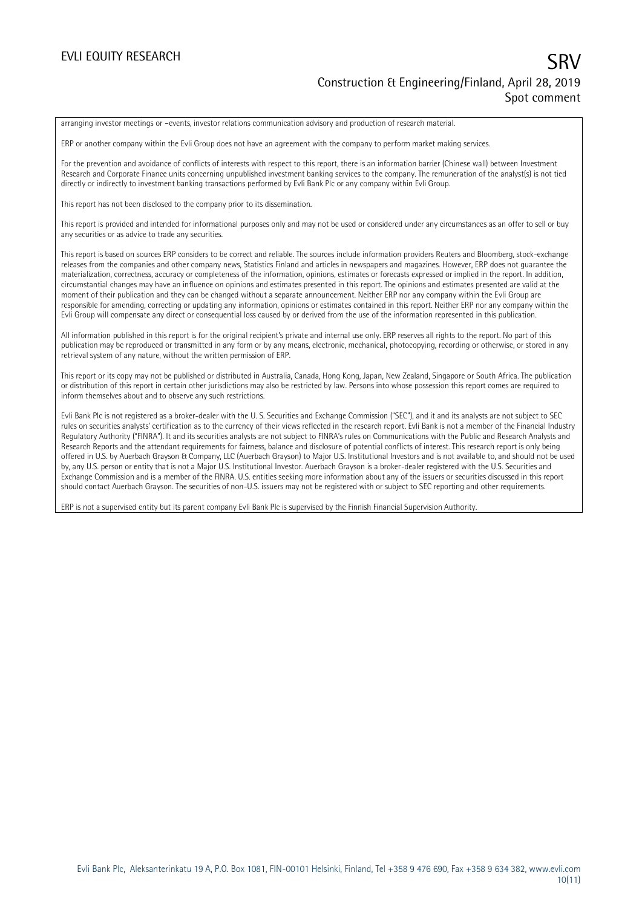arranging investor meetings or –events, investor relations communication advisory and production of research material.

ERP or another company within the Evli Group does not have an agreement with the company to perform market making services.

For the prevention and avoidance of conflicts of interests with respect to this report, there is an information barrier (Chinese wall) between Investment Research and Corporate Finance units concerning unpublished investment banking services to the company. The remuneration of the analyst(s) is not tied directly or indirectly to investment banking transactions performed by Evli Bank Plc or any company within Evli Group.

This report has not been disclosed to the company prior to its dissemination.

This report is provided and intended for informational purposes only and may not be used or considered under any circumstances as an offer to sell or buy any securities or as advice to trade any securities.

This report is based on sources ERP considers to be correct and reliable. The sources include information providers Reuters and Bloomberg, stock-exchange releases from the companies and other company news, Statistics Finland and articles in newspapers and magazines. However, ERP does not guarantee the materialization, correctness, accuracy or completeness of the information, opinions, estimates or forecasts expressed or implied in the report. In addition, circumstantial changes may have an influence on opinions and estimates presented in this report. The opinions and estimates presented are valid at the moment of their publication and they can be changed without a separate announcement. Neither ERP nor any company within the Evli Group are responsible for amending, correcting or updating any information, opinions or estimates contained in this report. Neither ERP nor any company within the Evli Group will compensate any direct or consequential loss caused by or derived from the use of the information represented in this publication.

All information published in this report is for the original recipient's private and internal use only. ERP reserves all rights to the report. No part of this publication may be reproduced or transmitted in any form or by any means, electronic, mechanical, photocopying, recording or otherwise, or stored in any retrieval system of any nature, without the written permission of ERP.

This report or its copy may not be published or distributed in Australia, Canada, Hong Kong, Japan, New Zealand, Singapore or South Africa. The publication or distribution of this report in certain other jurisdictions may also be restricted by law. Persons into whose possession this report comes are required to inform themselves about and to observe any such restrictions.

Evli Bank Plc is not registered as a broker-dealer with the U. S. Securities and Exchange Commission ("SEC"), and it and its analysts are not subject to SEC rules on securities analysts' certification as to the currency of their views reflected in the research report. Evli Bank is not a member of the Financial Industry Regulatory Authority ("FINRA"). It and its securities analysts are not subject to FINRA's rules on Communications with the Public and Research Analysts and Research Reports and the attendant requirements for fairness, balance and disclosure of potential conflicts of interest. This research report is only being offered in U.S. by Auerbach Grayson & Company, LLC (Auerbach Grayson) to Major U.S. Institutional Investors and is not available to, and should not be used by, any U.S. person or entity that is not a Major U.S. Institutional Investor. Auerbach Grayson is a broker-dealer registered with the U.S. Securities and Exchange Commission and is a member of the FINRA. U.S. entities seeking more information about any of the issuers or securities discussed in this report should contact Auerbach Grayson. The securities of non-U.S. issuers may not be registered with or subject to SEC reporting and other requirements.

ERP is not a supervised entity but its parent company Evli Bank Plc is supervised by the Finnish Financial Supervision Authority.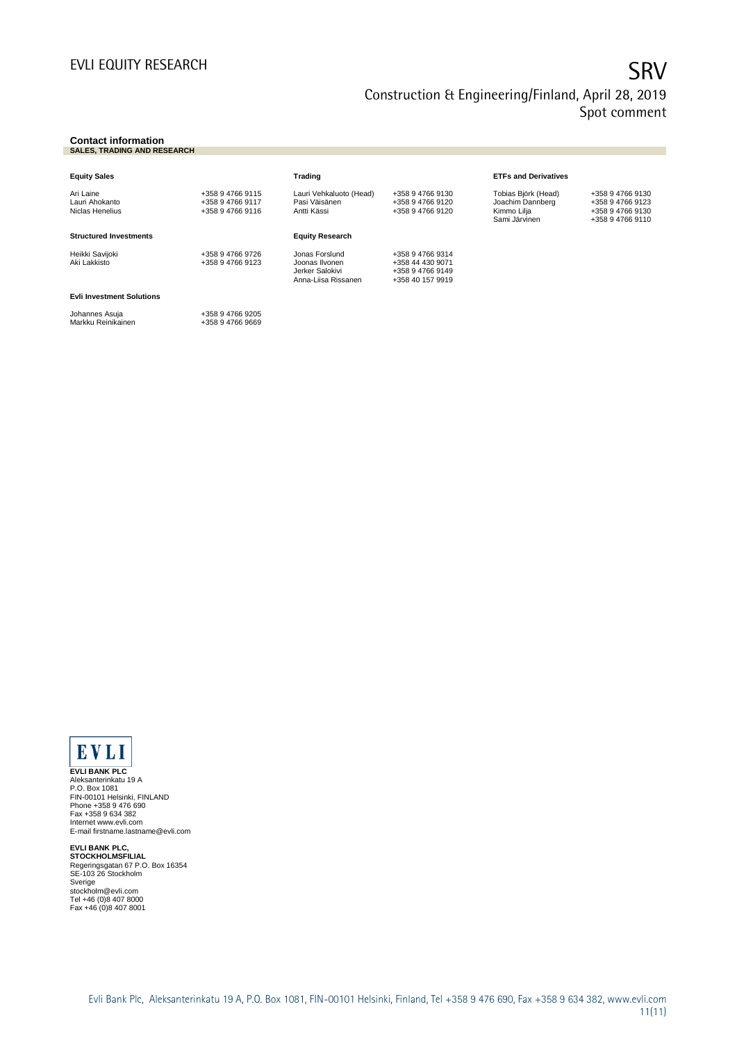## Contact information

**SALES, TRADING AND RESEARCH**

**Equity Sales**

| | |
|---|---|
| Ari Laine | +358 9 4766 9115 |
| Lauri Ahokanto | +358 9 4766 9117 |
| Niclas Henelius | +358 9 4766 9116 |

**Trading**

| | |
|---|---|
| Lauri Vehkaluoto (Head) | +358 9 4766 9130 |
| Pasi Väisänen | +358 9 4766 9120 |
| Antti Kässi | +358 9 4766 9120 |

**ETFs and Derivatives**

| | |
|---|---|
| Tobias Björk (Head) | +358 9 4766 9130 |
| Joachim Dannberg | +358 9 4766 9123 |
| Kimmo Lilja | +358 9 4766 9130 |
| Sami Järvinen | +358 9 4766 9110 |

**Structured Investments**

| | |
|---|---|
| Heikki Savijoki | +358 9 4766 9726 |
| Aki Lakkisto | +358 9 4766 9123 |

**Equity Research**

| | |
|---|---|
| Jonas Forslund | +358 9 4766 9314 |
| Joonas Ilvonen | +358 44 430 9071 |
| Jerker Salokivi | +358 9 4766 9149 |
| Anna-Liisa Rissanen | +358 40 157 9919 |

**Evli Investment Solutions**

| | |
|---|---|
| Johannes Asuja | +358 9 4766 9205 |
| Markku Reinikainen | +358 9 4766 9669 |

EVLI

**EVLI BANK PLC**
Aleksanterinkatu 19 A
P.O. Box 1081
FIN-00101 Helsinki, FINLAND
Phone +358 9 476 690
Fax +358 9 634 382
Internet www.evli.com
E-mail firstname.lastname@evli.com

**EVLI BANK PLC, STOCKHOLMSFILIAL**
Regeringsgatan 67 P.O. Box 16354
SE-103 26 Stockholm
Sverige
stockholm@evli.com
Tel +46 (0)8 407 8000
Fax +46 (0)8 407 8001